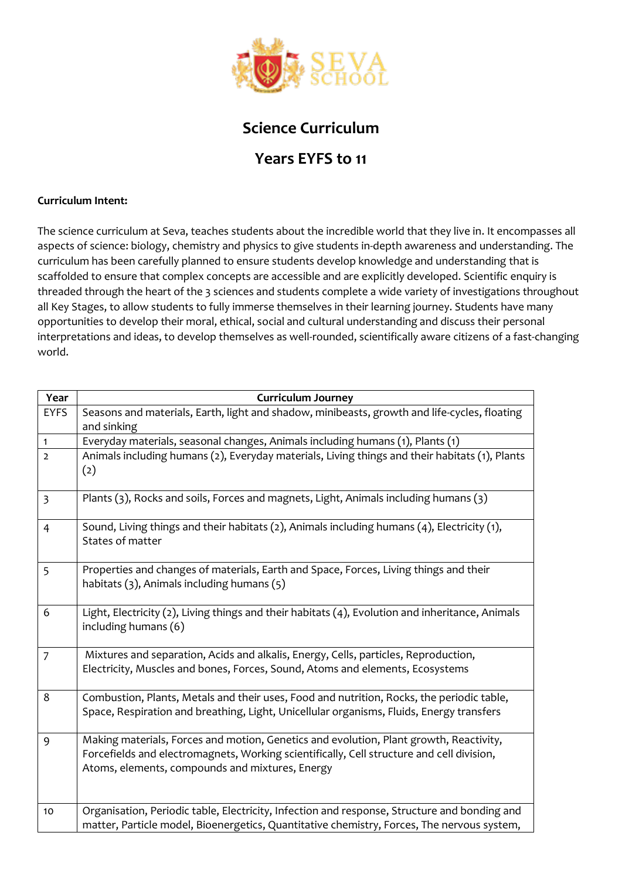## Science Curriculum

## Years EYFS to 11

**Curriculum Intent:**

The science curriculum at Seva, teaches students about the incredible world that they live in. It encompasses all aspects of science: biology, chemistry and physics to give students in-depth awareness and understanding. The curriculum has been carefully planned to ensure students develop knowledge and understanding that is scaffolded to ensure that complex concepts are accessible and are explicitly developed. Scientific enquiry is threaded through the heart of the 3 sciences and students complete a wide variety of investigations throughout all Key Stages, to allow students to fully immerse themselves in their learning journey. Students have many opportunities to develop their moral, ethical, social and cultural understanding and discuss their personal interpretations and ideas, to develop themselves as well-rounded, scientifically aware citizens of a fast-changing world.

| Year | Curriculum Journey |
|---|---|
| EYFS | Seasons and materials, Earth, light and shadow, minibeasts, growth and life-cycles, floating and sinking |
| 1 | Everyday materials, seasonal changes, Animals including humans (1), Plants (1) |
| 2 | Animals including humans (2), Everyday materials, Living things and their habitats (1), Plants (2) |
| 3 | Plants (3), Rocks and soils, Forces and magnets, Light, Animals including humans (3) |
| 4 | Sound, Living things and their habitats (2), Animals including humans (4), Electricity (1), States of matter |
| 5 | Properties and changes of materials, Earth and Space, Forces, Living things and their habitats (3), Animals including humans (5) |
| 6 | Light, Electricity (2), Living things and their habitats (4), Evolution and inheritance, Animals including humans (6) |
| 7 | Mixtures and separation, Acids and alkalis, Energy, Cells, particles, Reproduction, Electricity, Muscles and bones, Forces, Sound, Atoms and elements, Ecosystems |
| 8 | Combustion, Plants, Metals and their uses, Food and nutrition, Rocks, the periodic table, Space, Respiration and breathing, Light, Unicellular organisms, Fluids, Energy transfers |
| 9 | Making materials, Forces and motion, Genetics and evolution, Plant growth, Reactivity, Forcefields and electromagnets, Working scientifically, Cell structure and cell division, Atoms, elements, compounds and mixtures, Energy |
| 10 | Organisation, Periodic table, Electricity, Infection and response, Structure and bonding and matter, Particle model, Bioenergetics, Quantitative chemistry, Forces, The nervous system, |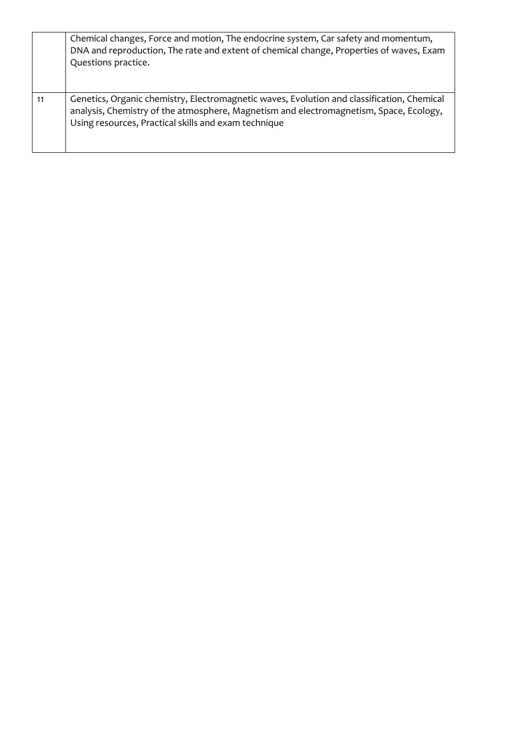| | |
|---|---|
| | Chemical changes, Force and motion, The endocrine system, Car safety and momentum, DNA and reproduction, The rate and extent of chemical change, Properties of waves, Exam Questions practice. |
| 11 | Genetics, Organic chemistry, Electromagnetic waves, Evolution and classification, Chemical analysis, Chemistry of the atmosphere, Magnetism and electromagnetism, Space, Ecology, Using resources, Practical skills and exam technique |